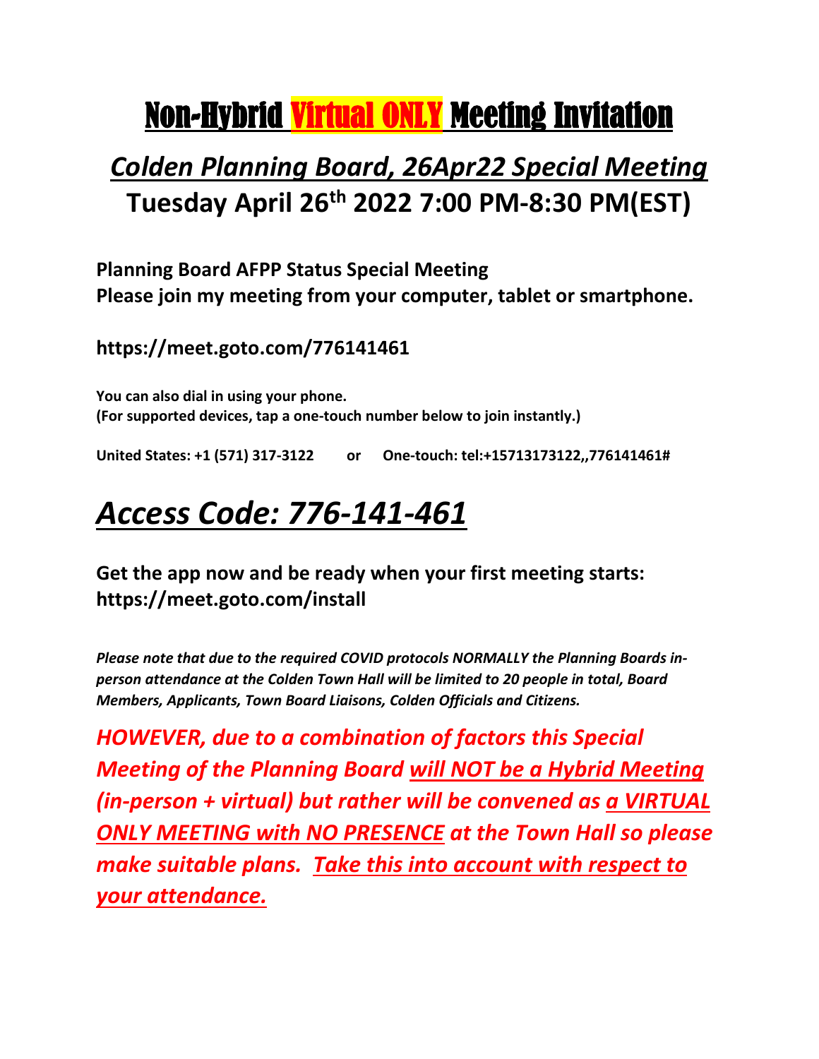# Non-Hybrid Virtual ONLY Meeting Invitation

## *Colden Planning Board, 26Apr22 Special Meeting*

## Tuesday April 26th 2022 7:00 PM-8:30 PM(EST)

**Planning Board AFPP Status Special Meeting**
**Please join my meeting from your computer, tablet or smartphone.**

**https://meet.goto.com/776141461**

**You can also dial in using your phone.**
**(For supported devices, tap a one-touch number below to join instantly.)**

**United States: +1 (571) 317-3122 or One-touch: tel:+15713173122,,776141461#**

# *Access Code: 776-141-461*

**Get the app now and be ready when your first meeting starts:**
**https://meet.goto.com/install**

***Please note that due to the required COVID protocols NORMALLY the Planning Boards in-person attendance at the Colden Town Hall will be limited to 20 people in total, Board Members, Applicants, Town Board Liaisons, Colden Officials and Citizens.***

***HOWEVER, due to a combination of factors this Special Meeting of the Planning Board will NOT be a Hybrid Meeting (in-person + virtual) but rather will be convened as a VIRTUAL ONLY MEETING with NO PRESENCE at the Town Hall so please make suitable plans. Take this into account with respect to your attendance.***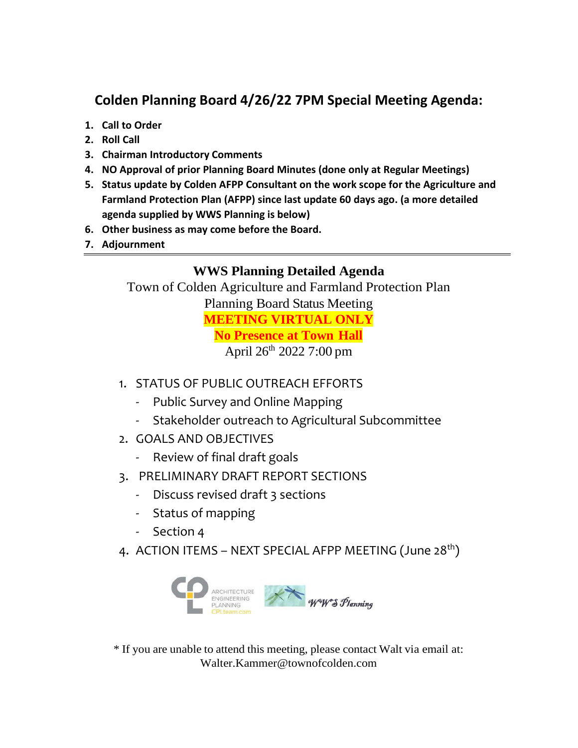## Colden Planning Board 4/26/22 7PM Special Meeting Agenda:

1. **Call to Order**
2. **Roll Call**
3. **Chairman Introductory Comments**
4. **NO Approval of prior Planning Board Minutes (done only at Regular Meetings)**
5. **Status update by Colden AFPP Consultant on the work scope for the Agriculture and Farmland Protection Plan (AFPP) since last update 60 days ago. (a more detailed agenda supplied by WWS Planning is below)**
6. **Other business as may come before the Board.**
7. **Adjournment**

---

### WWS Planning Detailed Agenda

Town of Colden Agriculture and Farmland Protection Plan
Planning Board Status Meeting
**MEETING VIRTUAL ONLY**
**No Presence at Town Hall**
April 26th 2022 7:00 pm

1. STATUS OF PUBLIC OUTREACH EFFORTS
   - Public Survey and Online Mapping
   - Stakeholder outreach to Agricultural Subcommittee
2. GOALS AND OBJECTIVES
   - Review of final draft goals
3. PRELIMINARY DRAFT REPORT SECTIONS
   - Discuss revised draft 3 sections
   - Status of mapping
   - Section 4
4. ACTION ITEMS – NEXT SPECIAL AFPP MEETING (June 28th)

ARCHITECTURE ENGINEERING PLANNING CPLteam.com

W*W*S Planning

* If you are unable to attend this meeting, please contact Walt via email at: Walter.Kammer@townofcolden.com